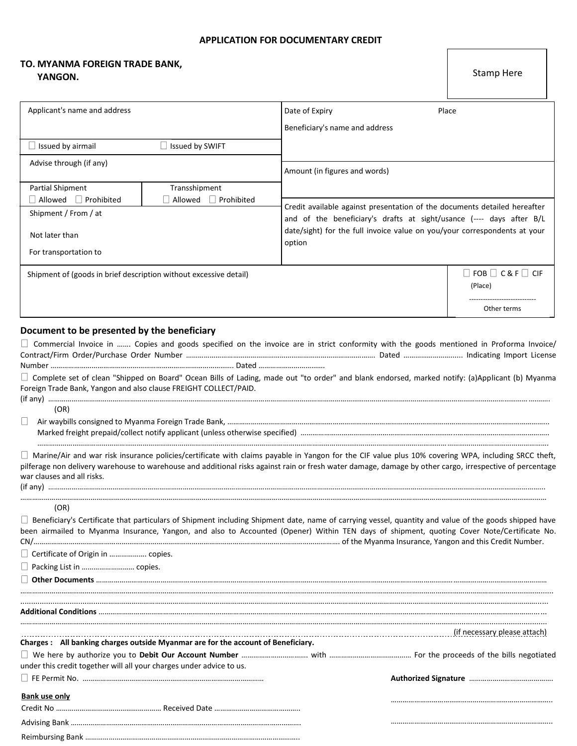# APPLICATION FOR DOCUMENTARY CREDIT

**TO. MYANMA FOREIGN TRADE BANK,**
**YANGON.**

Stamp Here

| Applicant's name and address | | Date of Expiry Place<br><br>Beneficiary's name and address |
|---|---|---|
| ☐ Issued by airmail | ☐ Issued by SWIFT | |
| Advise through (if any) | | Amount (in figures and words) |
| Partial Shipment<br>☐ Allowed ☐ Prohibited | Transshipment<br>☐ Allowed ☐ Prohibited | |
| Shipment / From / at<br><br>Not later than<br><br>For transportation to | | Credit available against presentation of the documents detailed hereafter and of the beneficiary's drafts at sight/usance (---- days after B/L date/sight) for the full invoice value on you/your correspondents at your option |

| Shipment of (goods in brief description without excessive detail) | ☐ FOB ☐ C & F ☐ CIF<br>(Place)<br>-----------------------------<br>Other terms |
|---|---|

## Document to be presented by the beneficiary

☐ Commercial Invoice in ……. Copies and goods specified on the invoice are in strict conformity with the goods mentioned in Proforma Invoice/ Contract/Firm Order/Purchase Order Number ……………………………………………………………………………………. Dated ………………………... Indicating Import License Number …………………………………………………………………………………. Dated ……………………………

☐ Complete set of clean "Shipped on Board" Ocean Bills of Lading, made out "to order" and blank endorsed, marked notify: (a)Applicant (b) Myanma Foreign Trade Bank, Yangon and also clause FREIGHT COLLECT/PAID.
(if any) ……………………………………………………………………………………………………………………………………………………………………………

(OR)

☐ Air waybills consigned to Myanma Foreign Trade Bank, ……………………………………………………………………………………………………………
Marked freight prepaid/collect notify applicant (unless otherwise specified) ……………………………………………………………………………
……………………………………………………………………………………………………………………………………………………………………………

☐ Marine/Air and war risk insurance policies/certificate with claims payable in Yangon for the CIF value plus 10% covering WPA, including SRCC theft, pilferage non delivery warehouse to warehouse and additional risks against rain or fresh water damage, damage by other cargo, irrespective of percentage war clauses and all risks.
(if any) ……………………………………………………………………………………………………………………………………………………………………………
……………………………………………………………………………………………………………………………………………………………………………

(OR)

☐ Beneficiary's Certificate that particulars of Shipment including Shipment date, name of carrying vessel, quantity and value of the goods shipped have been airmailed to Myanma Insurance, Yangon, and also to Accounted (Opener) Within TEN days of shipment, quoting Cover Note/Certificate No. CN/…………………………………………………………………………………………………… of the Myanma Insurance, Yangon and this Credit Number.

☐ Certificate of Origin in ………………. copies.

☐ Packing List in ……………………… copies.

☐ **Other Documents** ……………………………………………………………………………………………………………………………………………………
……………………………………………………………………………………………………………………………………………………………………………
……………………………………………………………………………………………………………………………………………………………………………

**Additional Conditions** ……………………………………………………………………………………………………………………………………………………
……………………………………………………………………………………………………………………………………………………………………………
(if necessary please attach)

**Charges : All banking charges outside Myanmar are for the account of Beneficiary.**

☐ We here by authorize you to **Debit Our Account Number** …………………………… with …………………………………… For the proceeds of the bills negotiated under this credit together will all your charges under advice to us.

☐ FE Permit No. ……………………………………………………………………………… **Authorized Signature** ……………………………………

**Bank use only**

Credit No ……………………………………………… Received Date ……………………………………

Advising Bank ……………………………………………………………………………………………

Reimbursing Bank ……………………………………………………………………………………………

……………………………………………………………………………

……………………………………………………………………………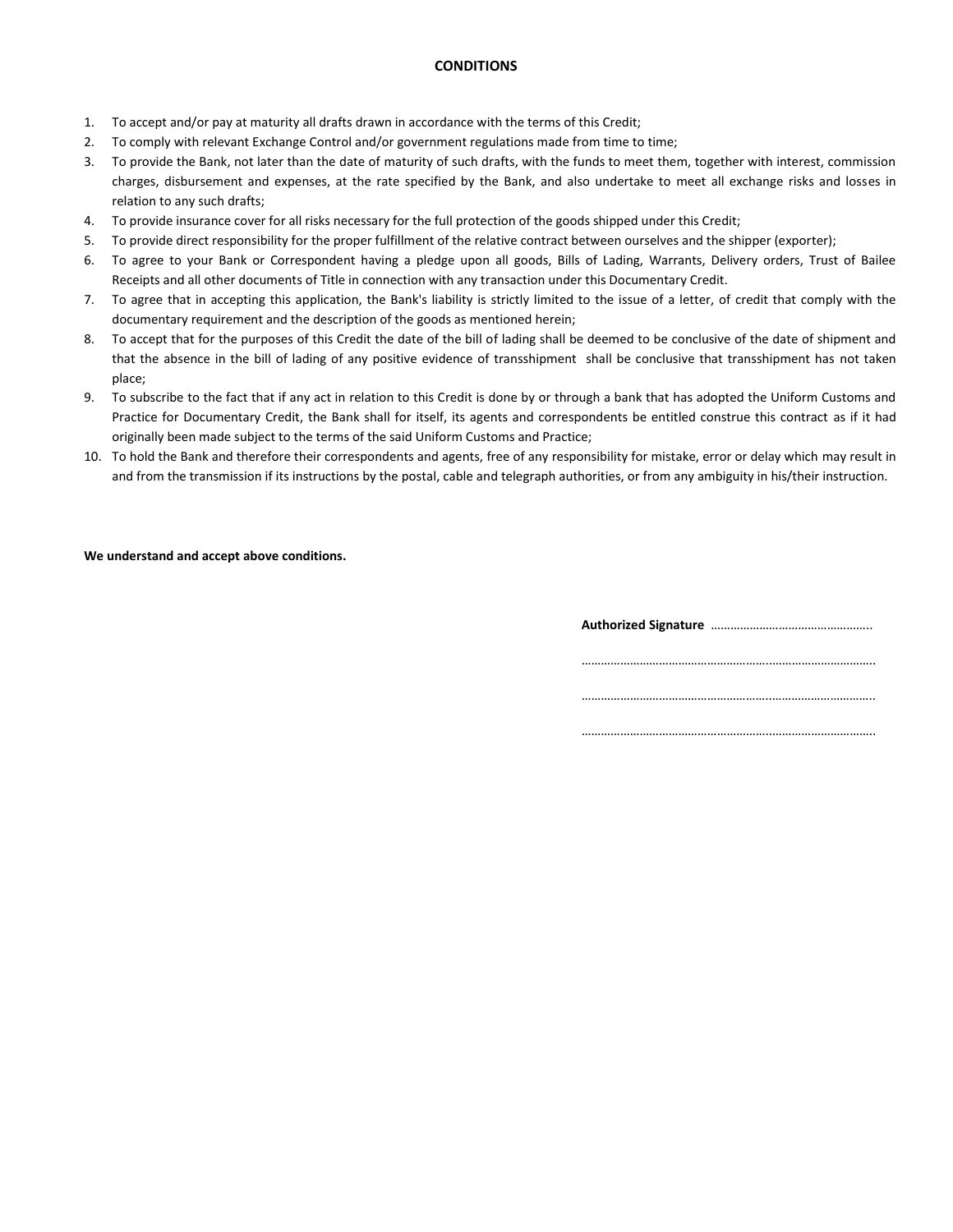## CONDITIONS

1. To accept and/or pay at maturity all drafts drawn in accordance with the terms of this Credit;
2. To comply with relevant Exchange Control and/or government regulations made from time to time;
3. To provide the Bank, not later than the date of maturity of such drafts, with the funds to meet them, together with interest, commission charges, disbursement and expenses, at the rate specified by the Bank, and also undertake to meet all exchange risks and losses in relation to any such drafts;
4. To provide insurance cover for all risks necessary for the full protection of the goods shipped under this Credit;
5. To provide direct responsibility for the proper fulfillment of the relative contract between ourselves and the shipper (exporter);
6. To agree to your Bank or Correspondent having a pledge upon all goods, Bills of Lading, Warrants, Delivery orders, Trust of Bailee Receipts and all other documents of Title in connection with any transaction under this Documentary Credit.
7. To agree that in accepting this application, the Bank's liability is strictly limited to the issue of a letter, of credit that comply with the documentary requirement and the description of the goods as mentioned herein;
8. To accept that for the purposes of this Credit the date of the bill of lading shall be deemed to be conclusive of the date of shipment and that the absence in the bill of lading of any positive evidence of transshipment shall be conclusive that transshipment has not taken place;
9. To subscribe to the fact that if any act in relation to this Credit is done by or through a bank that has adopted the Uniform Customs and Practice for Documentary Credit, the Bank shall for itself, its agents and correspondents be entitled construe this contract as if it had originally been made subject to the terms of the said Uniform Customs and Practice;
10. To hold the Bank and therefore their correspondents and agents, free of any responsibility for mistake, error or delay which may result in and from the transmission if its instructions by the postal, cable and telegraph authorities, or from any ambiguity in his/their instruction.

**We understand and accept above conditions.**

**Authorized Signature** …………………………………………..

……………………………………………………………………………..

……………………………………………………………………………..

……………………………………………………………………………..